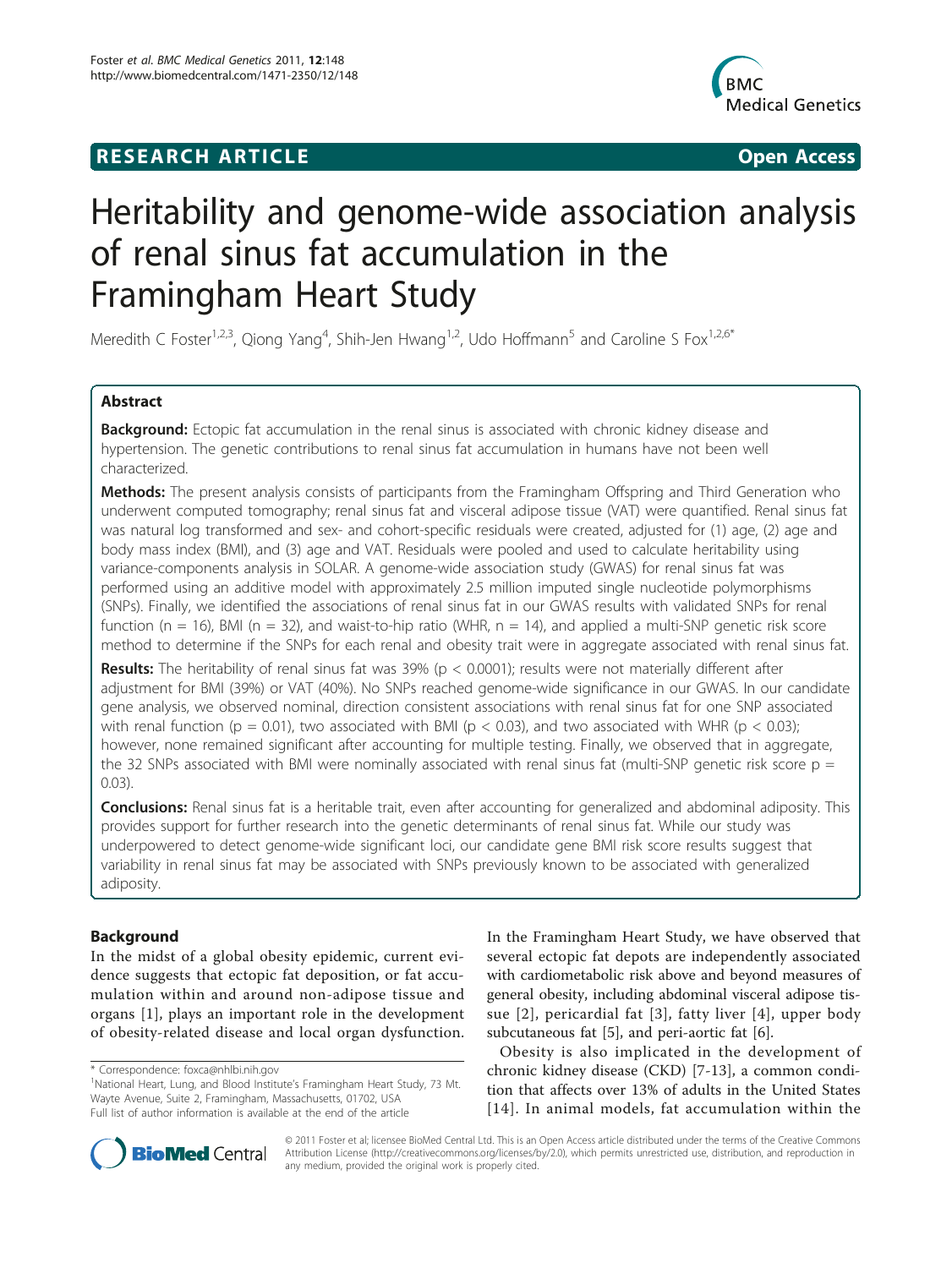**RESEARCH ARTICLE** **Open Access**

# Heritability and genome-wide association analysis of renal sinus fat accumulation in the Framingham Heart Study

Meredith C Foster[1,2,3], Qiong Yang[4], Shih-Jen Hwang[1,2], Udo Hoffmann[5] and Caroline S Fox[1,2,6*]

## Abstract

**Background:** Ectopic fat accumulation in the renal sinus is associated with chronic kidney disease and hypertension. The genetic contributions to renal sinus fat accumulation in humans have not been well characterized.

**Methods:** The present analysis consists of participants from the Framingham Offspring and Third Generation who underwent computed tomography; renal sinus fat and visceral adipose tissue (VAT) were quantified. Renal sinus fat was natural log transformed and sex- and cohort-specific residuals were created, adjusted for (1) age, (2) age and body mass index (BMI), and (3) age and VAT. Residuals were pooled and used to calculate heritability using variance-components analysis in SOLAR. A genome-wide association study (GWAS) for renal sinus fat was performed using an additive model with approximately 2.5 million imputed single nucleotide polymorphisms (SNPs). Finally, we identified the associations of renal sinus fat in our GWAS results with validated SNPs for renal function (n = 16), BMI (n = 32), and waist-to-hip ratio (WHR, n = 14), and applied a multi-SNP genetic risk score method to determine if the SNPs for each renal and obesity trait were in aggregate associated with renal sinus fat.

**Results:** The heritability of renal sinus fat was 39% ($p < 0.0001$); results were not materially different after adjustment for BMI (39%) or VAT (40%). No SNPs reached genome-wide significance in our GWAS. In our candidate gene analysis, we observed nominal, direction consistent associations with renal sinus fat for one SNP associated with renal function ($p = 0.01$), two associated with BMI ($p < 0.03$), and two associated with WHR ($p < 0.03$); however, none remained significant after accounting for multiple testing. Finally, we observed that in aggregate, the 32 SNPs associated with BMI were nominally associated with renal sinus fat (multi-SNP genetic risk score $p = 0.03$).

**Conclusions:** Renal sinus fat is a heritable trait, even after accounting for generalized and abdominal adiposity. This provides support for further research into the genetic determinants of renal sinus fat. While our study was underpowered to detect genome-wide significant loci, our candidate gene BMI risk score results suggest that variability in renal sinus fat may be associated with SNPs previously known to be associated with generalized adiposity.

## Background

In the midst of a global obesity epidemic, current evidence suggests that ectopic fat deposition, or fat accumulation within and around non-adipose tissue and organs [1], plays an important role in the development of obesity-related disease and local organ dysfunction. In the Framingham Heart Study, we have observed that several ectopic fat depots are independently associated with cardiometabolic risk above and beyond measures of general obesity, including abdominal visceral adipose tissue [2], pericardial fat [3], fatty liver [4], upper body subcutaneous fat [5], and peri-aortic fat [6].

Obesity is also implicated in the development of chronic kidney disease (CKD) [7-13], a common condition that affects over 13% of adults in the United States [14]. In animal models, fat accumulation within the

\* Correspondence: foxca@nhlbi.nih.gov
[1]National Heart, Lung, and Blood Institute's Framingham Heart Study, 73 Mt. Wayte Avenue, Suite 2, Framingham, Massachusetts, 01702, USA
Full list of author information is available at the end of the article

© 2011 Foster et al; licensee BioMed Central Ltd. This is an Open Access article distributed under the terms of the Creative Commons Attribution License (http://creativecommons.org/licenses/by/2.0), which permits unrestricted use, distribution, and reproduction in any medium, provided the original work is properly cited.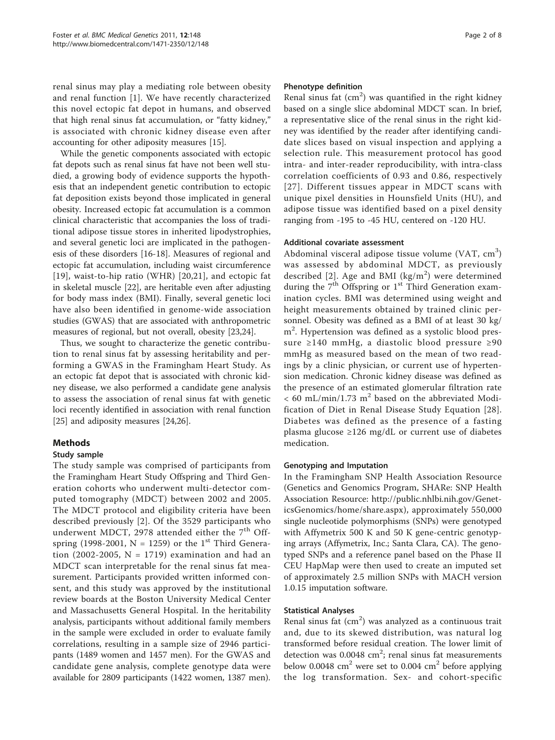renal sinus may play a mediating role between obesity and renal function [1]. We have recently characterized this novel ectopic fat depot in humans, and observed that high renal sinus fat accumulation, or "fatty kidney," is associated with chronic kidney disease even after accounting for other adiposity measures [15].

While the genetic components associated with ectopic fat depots such as renal sinus fat have not been well studied, a growing body of evidence supports the hypothesis that an independent genetic contribution to ectopic fat deposition exists beyond those implicated in general obesity. Increased ectopic fat accumulation is a common clinical characteristic that accompanies the loss of traditional adipose tissue stores in inherited lipodystrophies, and several genetic loci are implicated in the pathogenesis of these disorders [16-18]. Measures of regional and ectopic fat accumulation, including waist circumference [19], waist-to-hip ratio (WHR) [20,21], and ectopic fat in skeletal muscle [22], are heritable even after adjusting for body mass index (BMI). Finally, several genetic loci have also been identified in genome-wide association studies (GWAS) that are associated with anthropometric measures of regional, but not overall, obesity [23,24].

Thus, we sought to characterize the genetic contribution to renal sinus fat by assessing heritability and performing a GWAS in the Framingham Heart Study. As an ectopic fat depot that is associated with chronic kidney disease, we also performed a candidate gene analysis to assess the association of renal sinus fat with genetic loci recently identified in association with renal function [25] and adiposity measures [24,26].

## Methods

### Study sample

The study sample was comprised of participants from the Framingham Heart Study Offspring and Third Generation cohorts who underwent multi-detector computed tomography (MDCT) between 2002 and 2005. The MDCT protocol and eligibility criteria have been described previously [2]. Of the 3529 participants who underwent MDCT, 2978 attended either the 7[th] Offspring (1998-2001, N = 1259) or the 1[st] Third Generation (2002-2005, N = 1719) examination and had an MDCT scan interpretable for the renal sinus fat measurement. Participants provided written informed consent, and this study was approved by the institutional review boards at the Boston University Medical Center and Massachusetts General Hospital. In the heritability analysis, participants without additional family members in the sample were excluded in order to evaluate family correlations, resulting in a sample size of 2946 participants (1489 women and 1457 men). For the GWAS and candidate gene analysis, complete genotype data were available for 2809 participants (1422 women, 1387 men).

### Phenotype definition

Renal sinus fat ($cm^2$) was quantified in the right kidney based on a single slice abdominal MDCT scan. In brief, a representative slice of the renal sinus in the right kidney was identified by the reader after identifying candidate slices based on visual inspection and applying a selection rule. This measurement protocol has good intra- and inter-reader reproducibility, with intra-class correlation coefficients of 0.93 and 0.86, respectively [27]. Different tissues appear in MDCT scans with unique pixel densities in Hounsfield Units (HU), and adipose tissue was identified based on a pixel density ranging from -195 to -45 HU, centered on -120 HU.

### Additional covariate assessment

Abdominal visceral adipose tissue volume (VAT, $cm^3$) was assessed by abdominal MDCT, as previously described [2]. Age and BMI ($kg/m^2$) were determined during the 7[th] Offspring or 1[st] Third Generation examination cycles. BMI was determined using weight and height measurements obtained by trained clinic personnel. Obesity was defined as a BMI of at least 30 $kg/m^2$. Hypertension was defined as a systolic blood pressure $\geq$140 mmHg, a diastolic blood pressure $\geq$90 mmHg as measured based on the mean of two readings by a clinic physician, or current use of hypertension medication. Chronic kidney disease was defined as the presence of an estimated glomerular filtration rate $< 60$ mL/min/1.73 $m^2$ based on the abbreviated Modification of Diet in Renal Disease Study Equation [28]. Diabetes was defined as the presence of a fasting plasma glucose $\geq$126 mg/dL or current use of diabetes medication.

### Genotyping and Imputation

In the Framingham SNP Health Association Resource (Genetics and Genomics Program, SHARe: SNP Health Association Resource: http://public.nhlbi.nih.gov/GeneticsGenomics/home/share.aspx), approximately 550,000 single nucleotide polymorphisms (SNPs) were genotyped with Affymetrix 500 K and 50 K gene-centric genotyping arrays (Affymetrix, Inc.; Santa Clara, CA). The genotyped SNPs and a reference panel based on the Phase II CEU HapMap were then used to create an imputed set of approximately 2.5 million SNPs with MACH version 1.0.15 imputation software.

### Statistical Analyses

Renal sinus fat ($cm^2$) was analyzed as a continuous trait and, due to its skewed distribution, was natural log transformed before residual creation. The lower limit of detection was 0.0048 $cm^2$; renal sinus fat measurements below 0.0048 $cm^2$ were set to 0.004 $cm^2$ before applying the log transformation. Sex- and cohort-specific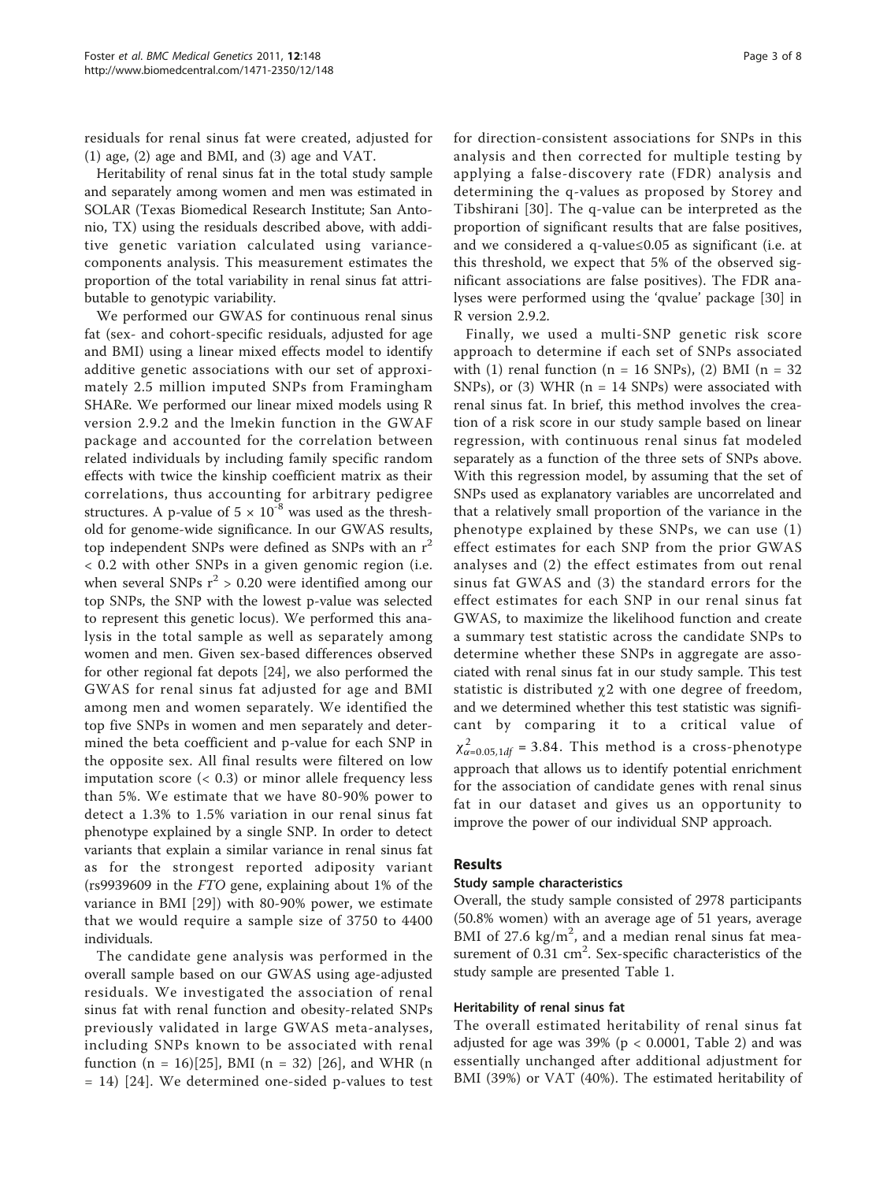residuals for renal sinus fat were created, adjusted for (1) age, (2) age and BMI, and (3) age and VAT.

Heritability of renal sinus fat in the total study sample and separately among women and men was estimated in SOLAR (Texas Biomedical Research Institute; San Antonio, TX) using the residuals described above, with additive genetic variation calculated using variance-components analysis. This measurement estimates the proportion of the total variability in renal sinus fat attributable to genotypic variability.

We performed our GWAS for continuous renal sinus fat (sex- and cohort-specific residuals, adjusted for age and BMI) using a linear mixed effects model to identify additive genetic associations with our set of approximately 2.5 million imputed SNPs from Framingham SHARe. We performed our linear mixed models using R version 2.9.2 and the lmekin function in the GWAF package and accounted for the correlation between related individuals by including family specific random effects with twice the kinship coefficient matrix as their correlations, thus accounting for arbitrary pedigree structures. A p-value of $5 \times 10^{-8}$ was used as the threshold for genome-wide significance. In our GWAS results, top independent SNPs were defined as SNPs with an $r^2 < 0.2$ with other SNPs in a given genomic region (i.e. when several SNPs $r^2 > 0.20$ were identified among our top SNPs, the SNP with the lowest p-value was selected to represent this genetic locus). We performed this analysis in the total sample as well as separately among women and men. Given sex-based differences observed for other regional fat depots [24], we also performed the GWAS for renal sinus fat adjusted for age and BMI among men and women separately. We identified the top five SNPs in women and men separately and determined the beta coefficient and p-value for each SNP in the opposite sex. All final results were filtered on low imputation score (< 0.3) or minor allele frequency less than 5%. We estimate that we have 80-90% power to detect a 1.3% to 1.5% variation in our renal sinus fat phenotype explained by a single SNP. In order to detect variants that explain a similar variance in renal sinus fat as for the strongest reported adiposity variant (rs9939609 in the *FTO* gene, explaining about 1% of the variance in BMI [29]) with 80-90% power, we estimate that we would require a sample size of 3750 to 4400 individuals.

The candidate gene analysis was performed in the overall sample based on our GWAS using age-adjusted residuals. We investigated the association of renal sinus fat with renal function and obesity-related SNPs previously validated in large GWAS meta-analyses, including SNPs known to be associated with renal function (n = 16)[25], BMI (n = 32) [26], and WHR (n = 14) [24]. We determined one-sided p-values to test for direction-consistent associations for SNPs in this analysis and then corrected for multiple testing by applying a false-discovery rate (FDR) analysis and determining the q-values as proposed by Storey and Tibshirani [30]. The q-value can be interpreted as the proportion of significant results that are false positives, and we considered a q-value≤0.05 as significant (i.e. at this threshold, we expect that 5% of the observed significant associations are false positives). The FDR analyses were performed using the 'qvalue' package [30] in R version 2.9.2.

Finally, we used a multi-SNP genetic risk score approach to determine if each set of SNPs associated with (1) renal function (n = 16 SNPs), (2) BMI (n = 32 SNPs), or (3) WHR (n = 14 SNPs) were associated with renal sinus fat. In brief, this method involves the creation of a risk score in our study sample based on linear regression, with continuous renal sinus fat modeled separately as a function of the three sets of SNPs above. With this regression model, by assuming that the set of SNPs used as explanatory variables are uncorrelated and that a relatively small proportion of the variance in the phenotype explained by these SNPs, we can use (1) effect estimates for each SNP from the prior GWAS analyses and (2) the effect estimates from out renal sinus fat GWAS and (3) the standard errors for the effect estimates for each SNP in our renal sinus fat GWAS, to maximize the likelihood function and create a summary test statistic across the candidate SNPs to determine whether these SNPs in aggregate are associated with renal sinus fat in our study sample. This test statistic is distributed $\chi 2$ with one degree of freedom, and we determined whether this test statistic was significant by comparing it to a critical value of $\chi^2_{\alpha=0.05,1df} = 3.84$. This method is a cross-phenotype approach that allows us to identify potential enrichment for the association of candidate genes with renal sinus fat in our dataset and gives us an opportunity to improve the power of our individual SNP approach.

## Results

### Study sample characteristics

Overall, the study sample consisted of 2978 participants (50.8% women) with an average age of 51 years, average BMI of 27.6 kg/m$^2$, and a median renal sinus fat measurement of 0.31 cm$^2$. Sex-specific characteristics of the study sample are presented Table 1.

### Heritability of renal sinus fat

The overall estimated heritability of renal sinus fat adjusted for age was 39% (p < 0.0001, Table 2) and was essentially unchanged after additional adjustment for BMI (39%) or VAT (40%). The estimated heritability of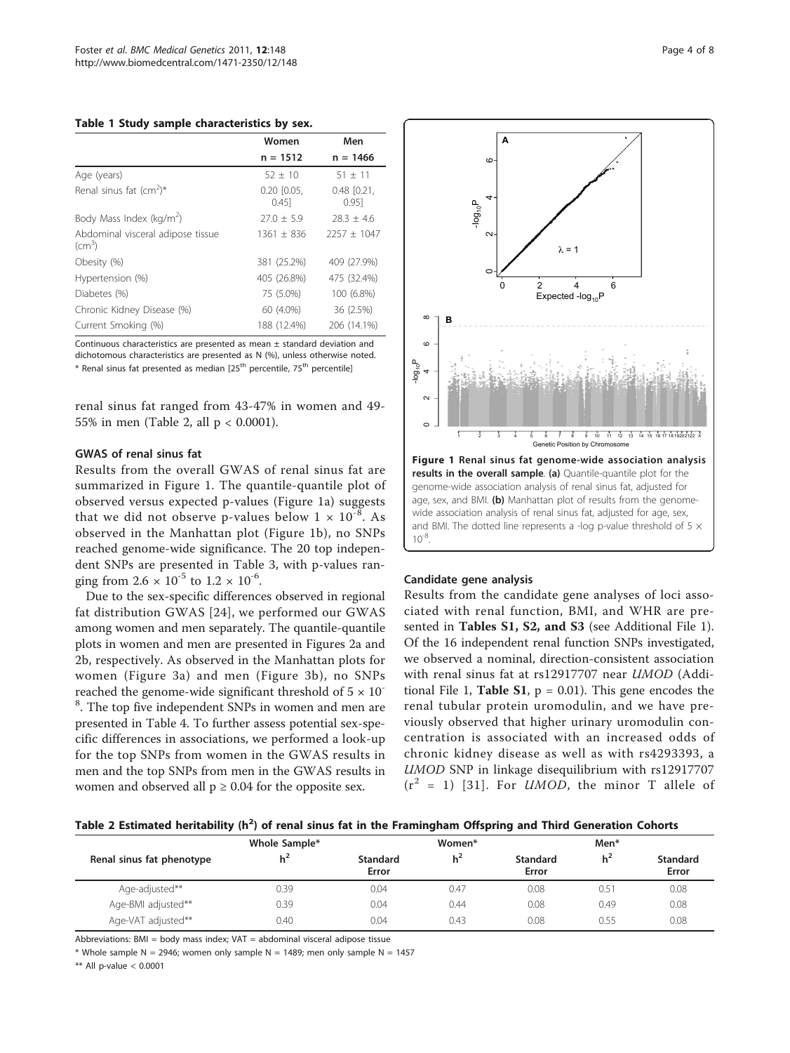**Table 1 Study sample characteristics by sex.**

| | Women | Men |
|---|---|---|
| | n = 1512 | n = 1466 |
| Age (years) | 52 ± 10 | 51 ± 11 |
| Renal sinus fat ($cm^2$)* | 0.20 [0.05, 0.45] | 0.48 [0.21, 0.95] |
| Body Mass Index ($kg/m^2$) | 27.0 ± 5.9 | 28.3 ± 4.6 |
| Abdominal visceral adipose tissue ($cm^3$) | 1361 ± 836 | 2257 ± 1047 |
| Obesity (%) | 381 (25.2%) | 409 (27.9%) |
| Hypertension (%) | 405 (26.8%) | 475 (32.4%) |
| Diabetes (%) | 75 (5.0%) | 100 (6.8%) |
| Chronic Kidney Disease (%) | 60 (4.0%) | 36 (2.5%) |
| Current Smoking (%) | 188 (12.4%) | 206 (14.1%) |

Continuous characteristics are presented as mean ± standard deviation and dichotomous characteristics are presented as N (%), unless otherwise noted.
* Renal sinus fat presented as median [25th percentile, 75th percentile]

renal sinus fat ranged from 43-47% in women and 49-55% in men (Table 2, all $p < 0.0001$).

### GWAS of renal sinus fat

Results from the overall GWAS of renal sinus fat are summarized in Figure 1. The quantile-quantile plot of observed versus expected p-values (Figure 1a) suggests that we did not observe p-values below $1 \times 10^{-8}$. As observed in the Manhattan plot (Figure 1b), no SNPs reached genome-wide significance. The 20 top independent SNPs are presented in Table 3, with p-values ranging from $2.6 \times 10^{-5}$ to $1.2 \times 10^{-6}$.

Due to the sex-specific differences observed in regional fat distribution GWAS [24], we performed our GWAS among women and men separately. The quantile-quantile plots in women and men are presented in Figures 2a and 2b, respectively. As observed in the Manhattan plots for women (Figure 3a) and men (Figure 3b), no SNPs reached the genome-wide significant threshold of $5 \times 10^{-8}$. The top five independent SNPs in women and men are presented in Table 4. To further assess potential sex-specific differences in associations, we performed a look-up for the top SNPs from women in the GWAS results in men and the top SNPs from men in the GWAS results in women and observed all $p \geq 0.04$ for the opposite sex.

**Figure 1 Renal sinus fat genome-wide association analysis results in the overall sample**. **(a)** Quantile-quantile plot for the genome-wide association analysis of renal sinus fat, adjusted for age, sex, and BMI. **(b)** Manhattan plot of results from the genome-wide association analysis of renal sinus fat, adjusted for age, sex, and BMI. The dotted line represents a -log p-value threshold of $5 \times 10^{-8}$.

### Candidate gene analysis

Results from the candidate gene analyses of loci associated with renal function, BMI, and WHR are presented in **Tables S1, S2, and S3** (see Additional File 1). Of the 16 independent renal function SNPs investigated, we observed a nominal, direction-consistent association with renal sinus fat at rs12917707 near *UMOD* (Additional File 1, **Table S1**, $p = 0.01$). This gene encodes the renal tubular protein uromodulin, and we have previously observed that higher urinary uromodulin concentration is associated with an increased odds of chronic kidney disease as well as with rs4293393, a *UMOD* SNP in linkage disequilibrium with rs12917707 ($r^2 = 1$) [31]. For *UMOD*, the minor T allele of

**Table 2 Estimated heritability ($h^2$) of renal sinus fat in the Framingham Offspring and Third Generation Cohorts**

| Renal sinus fat phenotype | Whole Sample* | | Women* | | Men* | |
|---|---|---|---|---|---|---|
| | $h^2$ | Standard Error | $h^2$ | Standard Error | $h^2$ | Standard Error |
| Age-adjusted** | 0.39 | 0.04 | 0.47 | 0.08 | 0.51 | 0.08 |
| Age-BMI adjusted** | 0.39 | 0.04 | 0.44 | 0.08 | 0.49 | 0.08 |
| Age-VAT adjusted** | 0.40 | 0.04 | 0.43 | 0.08 | 0.55 | 0.08 |

Abbreviations: BMI = body mass index; VAT = abdominal visceral adipose tissue

* Whole sample N = 2946; women only sample N = 1489; men only sample N = 1457

** All p-value < 0.0001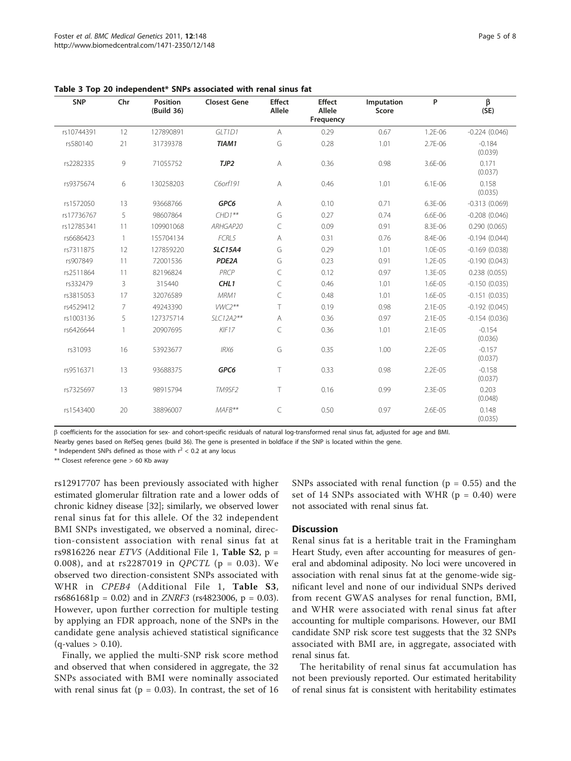**Table 3 Top 20 independent* SNPs associated with renal sinus fat**

| SNP | Chr | Position (Build 36) | Closest Gene | Effect Allele | Effect Allele Frequency | Imputation Score | P | β (SE) |
|---|---|---|---|---|---|---|---|---|
| rs10744391 | 12 | 127890891 | *GLT1D1* | A | 0.29 | 0.67 | 1.2E-06 | -0.224 (0.046) |
| rs580140 | 21 | 31739378 | ***TIAM1*** | G | 0.28 | 1.01 | 2.7E-06 | -0.184 (0.039) |
| rs2282335 | 9 | 71055752 | ***TJP2*** | A | 0.36 | 0.98 | 3.6E-06 | 0.171 (0.037) |
| rs9375674 | 6 | 130258203 | *C6orf191* | A | 0.46 | 1.01 | 6.1E-06 | 0.158 (0.035) |
| rs1572050 | 13 | 93668766 | ***GPC6*** | A | 0.10 | 0.71 | 6.3E-06 | -0.313 (0.069) |
| rs17736767 | 5 | 98607864 | *CHD1*** | G | 0.27 | 0.74 | 6.6E-06 | -0.208 (0.046) |
| rs12785341 | 11 | 109901068 | *ARHGAP20* | C | 0.09 | 0.91 | 8.3E-06 | 0.290 (0.065) |
| rs6686423 | 1 | 155704134 | *FCRL5* | A | 0.31 | 0.76 | 8.4E-06 | -0.194 (0.044) |
| rs7311875 | 12 | 127859220 | ***SLC15A4*** | G | 0.29 | 1.01 | 1.0E-05 | -0.169 (0.038) |
| rs907849 | 11 | 72001536 | ***PDE2A*** | G | 0.23 | 0.91 | 1.2E-05 | -0.190 (0.043) |
| rs2511864 | 11 | 82196824 | *PRCP* | C | 0.12 | 0.97 | 1.3E-05 | 0.238 (0.055) |
| rs332479 | 3 | 315440 | ***CHL1*** | C | 0.46 | 1.01 | 1.6E-05 | -0.150 (0.035) |
| rs3815053 | 17 | 32076589 | *MRM1* | C | 0.48 | 1.01 | 1.6E-05 | -0.151 (0.035) |
| rs4529412 | 7 | 49243390 | *VWC2*** | T | 0.19 | 0.98 | 2.1E-05 | -0.192 (0.045) |
| rs1003136 | 5 | 127375714 | *SLC12A2*** | A | 0.36 | 0.97 | 2.1E-05 | -0.154 (0.036) |
| rs6426644 | 1 | 20907695 | *KIF17* | C | 0.36 | 1.01 | 2.1E-05 | -0.154 (0.036) |
| rs31093 | 16 | 53923677 | *IRX6* | G | 0.35 | 1.00 | 2.2E-05 | -0.157 (0.037) |
| rs9516371 | 13 | 93688375 | ***GPC6*** | T | 0.33 | 0.98 | 2.2E-05 | -0.158 (0.037) |
| rs7325697 | 13 | 98915794 | *TM9SF2* | T | 0.16 | 0.99 | 2.3E-05 | 0.203 (0.048) |
| rs1543400 | 20 | 38896007 | *MAFB*** | C | 0.50 | 0.97 | 2.6E-05 | 0.148 (0.035) |

β coefficients for the association for sex- and cohort-specific residuals of natural log-transformed renal sinus fat, adjusted for age and BMI.

Nearby genes based on RefSeq genes (build 36). The gene is presented in boldface if the SNP is located within the gene.

\* Independent SNPs defined as those with $r^2 < 0.2$ at any locus

\*\* Closest reference gene > 60 Kb away

rs12917707 has been previously associated with higher estimated glomerular filtration rate and a lower odds of chronic kidney disease [32]; similarly, we observed lower renal sinus fat for this allele. Of the 32 independent BMI SNPs investigated, we observed a nominal, direction-consistent association with renal sinus fat at rs9816226 near *ETV5* (Additional File 1, **Table S2**, $p = 0.008$), and at rs2287019 in *QPCTL* ($p = 0.03$). We observed two direction-consistent SNPs associated with WHR in *CPEB4* (Additional File 1, **Table S3**, rs6861681p = 0.02) and in *ZNRF3* (rs4823006, $p = 0.03$). However, upon further correction for multiple testing by applying an FDR approach, none of the SNPs in the candidate gene analysis achieved statistical significance (q-values > 0.10).

Finally, we applied the multi-SNP risk score method and observed that when considered in aggregate, the 32 SNPs associated with BMI were nominally associated with renal sinus fat ($p = 0.03$). In contrast, the set of 16 SNPs associated with renal function ($p = 0.55$) and the set of 14 SNPs associated with WHR ($p = 0.40$) were not associated with renal sinus fat.

## Discussion

Renal sinus fat is a heritable trait in the Framingham Heart Study, even after accounting for measures of general and abdominal adiposity. No loci were uncovered in association with renal sinus fat at the genome-wide significant level and none of our individual SNPs derived from recent GWAS analyses for renal function, BMI, and WHR were associated with renal sinus fat after accounting for multiple comparisons. However, our BMI candidate SNP risk score test suggests that the 32 SNPs associated with BMI are, in aggregate, associated with renal sinus fat.

The heritability of renal sinus fat accumulation has not been previously reported. Our estimated heritability of renal sinus fat is consistent with heritability estimates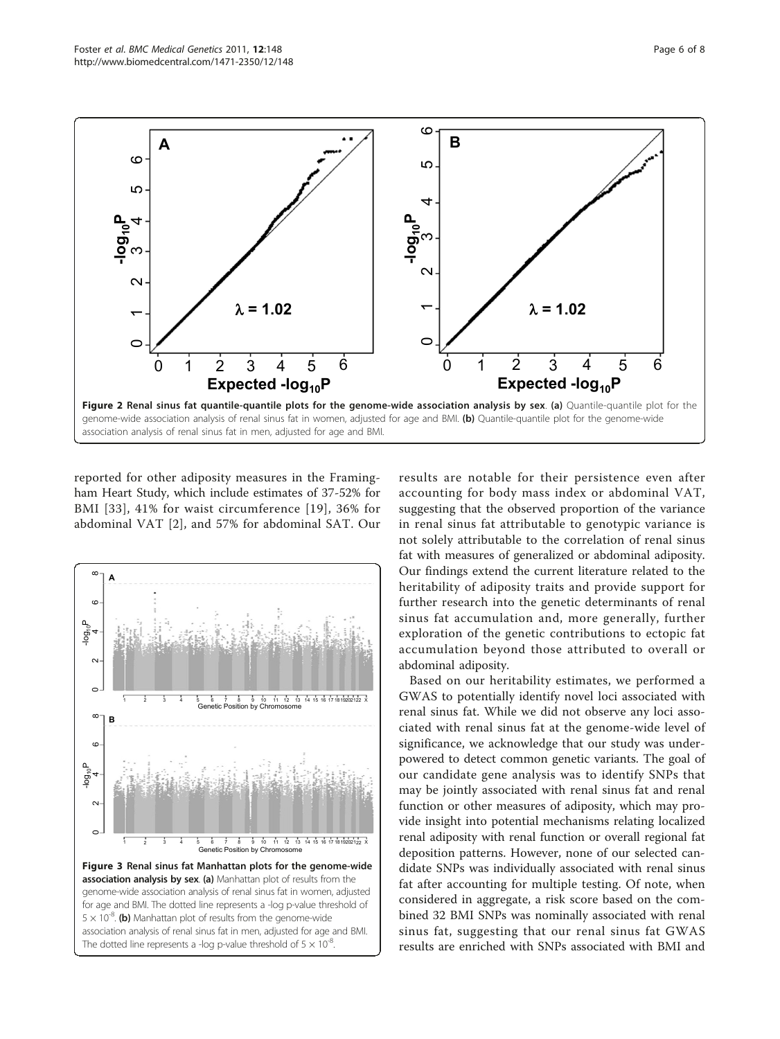**Figure 2 Renal sinus fat quantile-quantile plots for the genome-wide association analysis by sex**. **(a)** Quantile-quantile plot for the genome-wide association analysis of renal sinus fat in women, adjusted for age and BMI. **(b)** Quantile-quantile plot for the genome-wide association analysis of renal sinus fat in men, adjusted for age and BMI.

reported for other adiposity measures in the Framingham Heart Study, which include estimates of 37-52% for BMI [33], 41% for waist circumference [19], 36% for abdominal VAT [2], and 57% for abdominal SAT. Our results are notable for their persistence even after accounting for body mass index or abdominal VAT, suggesting that the observed proportion of the variance in renal sinus fat attributable to genotypic variance is not solely attributable to the correlation of renal sinus fat with measures of generalized or abdominal adiposity. Our findings extend the current literature related to the heritability of adiposity traits and provide support for further research into the genetic determinants of renal sinus fat accumulation and, more generally, further exploration of the genetic contributions to ectopic fat accumulation beyond those attributed to overall or abdominal adiposity.

Based on our heritability estimates, we performed a GWAS to potentially identify novel loci associated with renal sinus fat. While we did not observe any loci associated with renal sinus fat at the genome-wide level of significance, we acknowledge that our study was underpowered to detect common genetic variants. The goal of our candidate gene analysis was to identify SNPs that may be jointly associated with renal sinus fat and renal function or other measures of adiposity, which may provide insight into potential mechanisms relating localized renal adiposity with renal function or overall regional fat deposition patterns. However, none of our selected candidate SNPs was individually associated with renal sinus fat after accounting for multiple testing. Of note, when considered in aggregate, a risk score based on the combined 32 BMI SNPs was nominally associated with renal sinus fat, suggesting that our renal sinus fat GWAS results are enriched with SNPs associated with BMI and

**Figure 3 Renal sinus fat Manhattan plots for the genome-wide association analysis by sex**. **(a)** Manhattan plot of results from the genome-wide association analysis of renal sinus fat in women, adjusted for age and BMI. The dotted line represents a -log p-value threshold of $5 \times 10^{-8}$. **(b)** Manhattan plot of results from the genome-wide association analysis of renal sinus fat in men, adjusted for age and BMI. The dotted line represents a -log p-value threshold of $5 \times 10^{-8}$.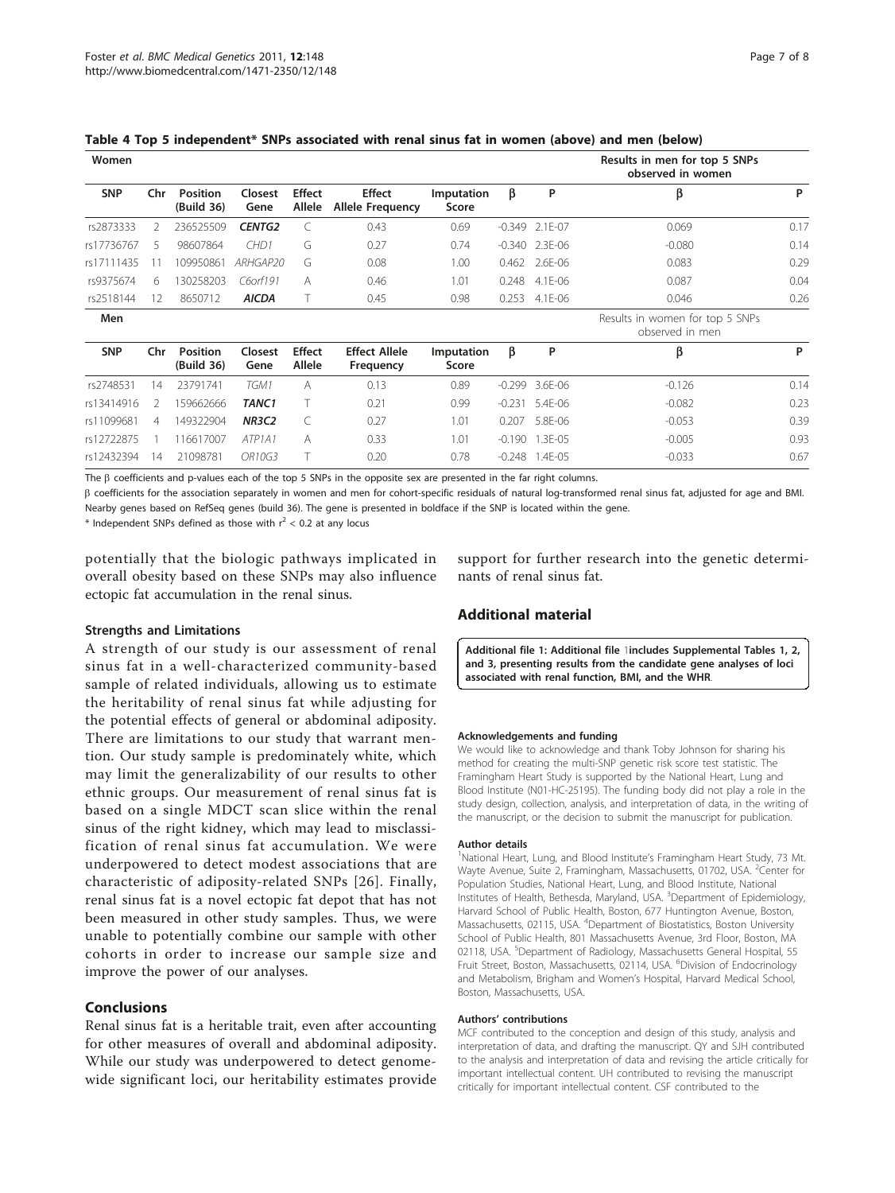**Table 4 Top 5 independent* SNPs associated with renal sinus fat in women (above) and men (below)**

| Women | | | | | | | | | Results in men for top 5 SNPs observed in women | |
|---|---|---|---|---|---|---|---|---|---|---|
| SNP | Chr | Position (Build 36) | Closest Gene | Effect Allele | Effect Allele Frequency | Imputation Score | β | P | β | P |
| rs2873333 | 2 | 236525509 | ***CENTG2*** | C | 0.43 | 0.69 | -0.349 | 2.1E-07 | 0.069 | 0.17 |
| rs17736767 | 5 | 98607864 | *CHD1* | G | 0.27 | 0.74 | -0.340 | 2.3E-06 | -0.080 | 0.14 |
| rs17111435 | 11 | 109950861 | *ARHGAP20* | G | 0.08 | 1.00 | 0.462 | 2.6E-06 | 0.083 | 0.29 |
| rs9375674 | 6 | 130258203 | *C6orf191* | A | 0.46 | 1.01 | 0.248 | 4.1E-06 | 0.087 | 0.04 |
| rs2518144 | 12 | 8650712 | ***AICDA*** | T | 0.45 | 0.98 | 0.253 | 4.1E-06 | 0.046 | 0.26 |
| **Men** | | | | | | | | | Results in women for top 5 SNPs observed in men | |
| SNP | Chr | Position (Build 36) | Closest Gene | Effect Allele | Effect Allele Frequency | Imputation Score | β | P | β | P |
| rs2748531 | 14 | 23791741 | *TGM1* | A | 0.13 | 0.89 | -0.299 | 3.6E-06 | -0.126 | 0.14 |
| rs13414916 | 2 | 159662666 | ***TANC1*** | T | 0.21 | 0.99 | -0.231 | 5.4E-06 | -0.082 | 0.23 |
| rs11099681 | 4 | 149322904 | ***NR3C2*** | C | 0.27 | 1.01 | 0.207 | 5.8E-06 | -0.053 | 0.39 |
| rs12722875 | 1 | 116617007 | *ATP1A1* | A | 0.33 | 1.01 | -0.190 | 1.3E-05 | -0.005 | 0.93 |
| rs12432394 | 14 | 21098781 | *OR10G3* | T | 0.20 | 0.78 | -0.248 | 1.4E-05 | -0.033 | 0.67 |

The β coefficients and p-values each of the top 5 SNPs in the opposite sex are presented in the far right columns.

β coefficients for the association separately in women and men for cohort-specific residuals of natural log-transformed renal sinus fat, adjusted for age and BMI.

Nearby genes based on RefSeq genes (build 36). The gene is presented in boldface if the SNP is located within the gene.

* Independent SNPs defined as those with $r^2 < 0.2$ at any locus

potentially that the biologic pathways implicated in overall obesity based on these SNPs may also influence ectopic fat accumulation in the renal sinus.

### Strengths and Limitations

A strength of our study is our assessment of renal sinus fat in a well-characterized community-based sample of related individuals, allowing us to estimate the heritability of renal sinus fat while adjusting for the potential effects of general or abdominal adiposity. There are limitations to our study that warrant mention. Our study sample is predominately white, which may limit the generalizability of our results to other ethnic groups. Our measurement of renal sinus fat is based on a single MDCT scan slice within the renal sinus of the right kidney, which may lead to misclassification of renal sinus fat accumulation. We were underpowered to detect modest associations that are characteristic of adiposity-related SNPs [26]. Finally, renal sinus fat is a novel ectopic fat depot that has not been measured in other study samples. Thus, we were unable to potentially combine our sample with other cohorts in order to increase our sample size and improve the power of our analyses.

## Conclusions

Renal sinus fat is a heritable trait, even after accounting for other measures of overall and abdominal adiposity. While our study was underpowered to detect genome-wide significant loci, our heritability estimates provide support for further research into the genetic determinants of renal sinus fat.

## Additional material

**Additional file 1: Additional file 1includes Supplemental Tables 1, 2, and 3, presenting results from the candidate gene analyses of loci associated with renal function, BMI, and the WHR.**

#### Acknowledgements and funding

We would like to acknowledge and thank Toby Johnson for sharing his method for creating the multi-SNP genetic risk score test statistic. The Framingham Heart Study is supported by the National Heart, Lung and Blood Institute (N01-HC-25195). The funding body did not play a role in the study design, collection, analysis, and interpretation of data, in the writing of the manuscript, or the decision to submit the manuscript for publication.

#### Author details

[1]National Heart, Lung, and Blood Institute's Framingham Heart Study, 73 Mt. Wayte Avenue, Suite 2, Framingham, Massachusetts, 01702, USA. [2]Center for Population Studies, National Heart, Lung, and Blood Institute, National Institutes of Health, Bethesda, Maryland, USA. [3]Department of Epidemiology, Harvard School of Public Health, Boston, 677 Huntington Avenue, Boston, Massachusetts, 02115, USA. [4]Department of Biostatistics, Boston University School of Public Health, 801 Massachusetts Avenue, 3rd Floor, Boston, MA 02118, USA. [5]Department of Radiology, Massachusetts General Hospital, 55 Fruit Street, Boston, Massachusetts, 02114, USA. [6]Division of Endocrinology and Metabolism, Brigham and Women's Hospital, Harvard Medical School, Boston, Massachusetts, USA.

#### Authors' contributions

MCF contributed to the conception and design of this study, analysis and interpretation of data, and drafting the manuscript. QY and SJH contributed to the analysis and interpretation of data and revising the article critically for important intellectual content. UH contributed to revising the manuscript critically for important intellectual content. CSF contributed to the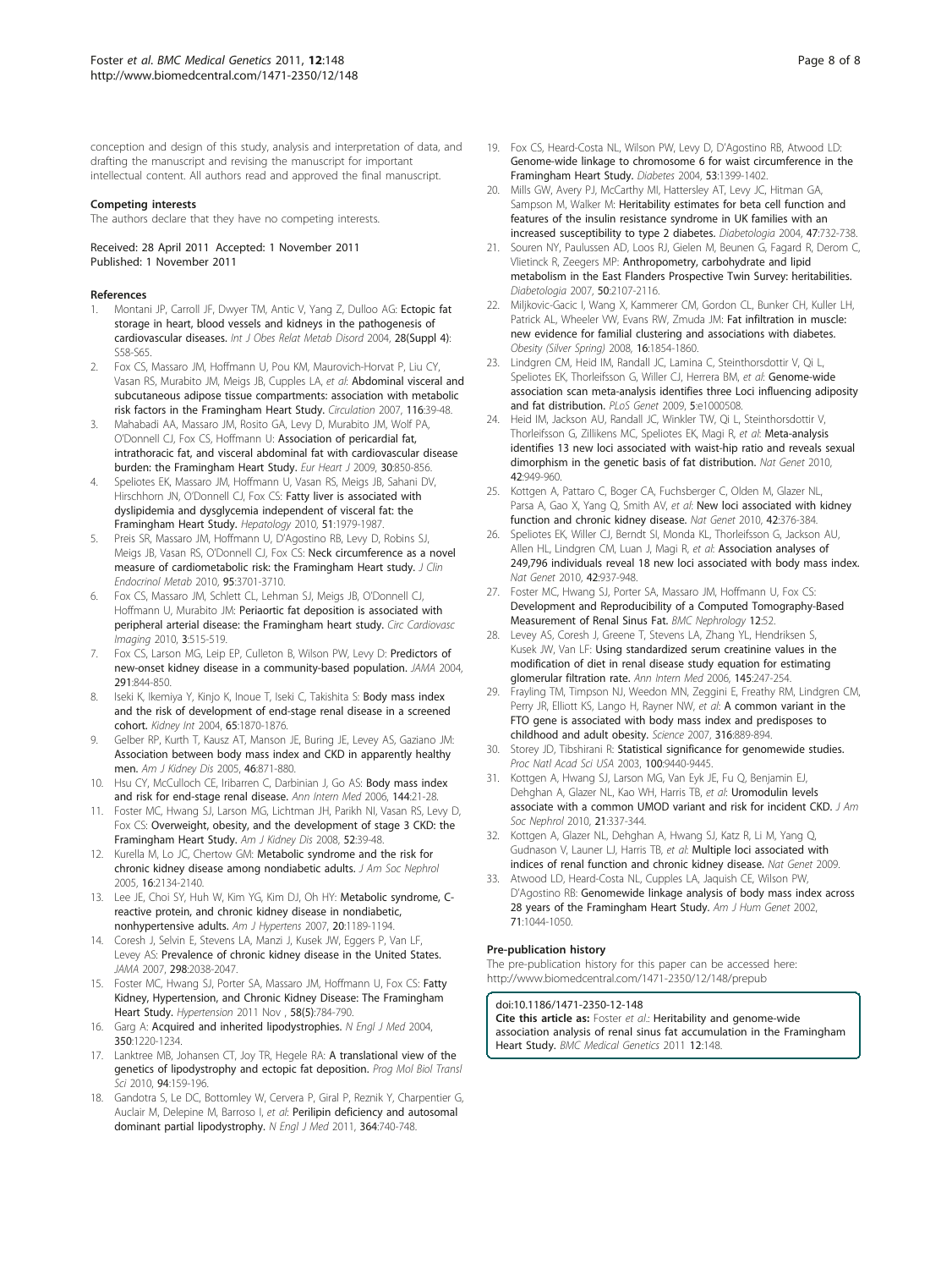conception and design of this study, analysis and interpretation of data, and drafting the manuscript and revising the manuscript for important intellectual content. All authors read and approved the final manuscript.

#### Competing interests

The authors declare that they have no competing interests.

Received: 28 April 2011 Accepted: 1 November 2011
Published: 1 November 2011

#### References

1. Montani JP, Carroll JF, Dwyer TM, Antic V, Yang Z, Dulloo AG: **Ectopic fat storage in heart, blood vessels and kidneys in the pathogenesis of cardiovascular diseases.** *Int J Obes Relat Metab Disord* 2004, **28(Suppl 4)**: S58-S65.
2. Fox CS, Massaro JM, Hoffmann U, Pou KM, Maurovich-Horvat P, Liu CY, Vasan RS, Murabito JM, Meigs JB, Cupples LA, *et al*: **Abdominal visceral and subcutaneous adipose tissue compartments: association with metabolic risk factors in the Framingham Heart Study.** *Circulation* 2007, **116**:39-48.
3. Mahabadi AA, Massaro JM, Rosito GA, Levy D, Murabito JM, Wolf PA, O'Donnell CJ, Fox CS, Hoffmann U: **Association of pericardial fat, intrathoracic fat, and visceral abdominal fat with cardiovascular disease burden: the Framingham Heart Study.** *Eur Heart J* 2009, **30**:850-856.
4. Speliotes EK, Massaro JM, Hoffmann U, Vasan RS, Meigs JB, Sahani DV, Hirschhorn JN, O'Donnell CJ, Fox CS: **Fatty liver is associated with dyslipidemia and dysglycemia independent of visceral fat: the Framingham Heart Study.** *Hepatology* 2010, **51**:1979-1987.
5. Preis SR, Massaro JM, Hoffmann U, D'Agostino RB, Levy D, Robins SJ, Meigs JB, Vasan RS, O'Donnell CJ, Fox CS: **Neck circumference as a novel measure of cardiometabolic risk: the Framingham Heart study.** *J Clin Endocrinol Metab* 2010, **95**:3701-3710.
6. Fox CS, Massaro JM, Schlett CL, Lehman SJ, Meigs JB, O'Donnell CJ, Hoffmann U, Murabito JM: **Periaortic fat deposition is associated with peripheral arterial disease: the Framingham heart study.** *Circ Cardiovasc Imaging* 2010, **3**:515-519.
7. Fox CS, Larson MG, Leip EP, Culleton B, Wilson PW, Levy D: **Predictors of new-onset kidney disease in a community-based population.** *JAMA* 2004, **291**:844-850.
8. Iseki K, Ikemiya Y, Kinjo K, Inoue T, Iseki C, Takishita S: **Body mass index and the risk of development of end-stage renal disease in a screened cohort.** *Kidney Int* 2004, **65**:1870-1876.
9. Gelber RP, Kurth T, Kausz AT, Manson JE, Buring JE, Levey AS, Gaziano JM: **Association between body mass index and CKD in apparently healthy men.** *Am J Kidney Dis* 2005, **46**:871-880.
10. Hsu CY, McCulloch CE, Iribarren C, Darbinian J, Go AS: **Body mass index and risk for end-stage renal disease.** *Ann Intern Med* 2006, **144**:21-28.
11. Foster MC, Hwang SJ, Larson MG, Lichtman JH, Parikh NI, Vasan RS, Levy D, Fox CS: **Overweight, obesity, and the development of stage 3 CKD: the Framingham Heart Study.** *Am J Kidney Dis* 2008, **52**:39-48.
12. Kurella M, Lo JC, Chertow GM: **Metabolic syndrome and the risk for chronic kidney disease among nondiabetic adults.** *J Am Soc Nephrol* 2005, **16**:2134-2140.
13. Lee JE, Choi SY, Huh W, Kim YG, Kim DJ, Oh HY: **Metabolic syndrome, C-reactive protein, and chronic kidney disease in nondiabetic, nonhypertensive adults.** *Am J Hypertens* 2007, **20**:1189-1194.
14. Coresh J, Selvin E, Stevens LA, Manzi J, Kusek JW, Eggers P, Van LF, Levey AS: **Prevalence of chronic kidney disease in the United States.** *JAMA* 2007, **298**:2038-2047.
15. Foster MC, Hwang SJ, Porter SA, Massaro JM, Hoffmann U, Fox CS: **Fatty Kidney, Hypertension, and Chronic Kidney Disease: The Framingham Heart Study.** *Hypertension* 2011 Nov , **58(5)**:784-790.
16. Garg A: **Acquired and inherited lipodystrophies.** *N Engl J Med* 2004, **350**:1220-1234.
17. Lanktree MB, Johansen CT, Joy TR, Hegele RA: **A translational view of the genetics of lipodystrophy and ectopic fat deposition.** *Prog Mol Biol Transl Sci* 2010, **94**:159-196.
18. Gandotra S, Le DC, Bottomley W, Cervera P, Giral P, Reznik Y, Charpentier G, Auclair M, Delepine M, Barroso I, *et al*: **Perilipin deficiency and autosomal dominant partial lipodystrophy.** *N Engl J Med* 2011, **364**:740-748.
19. Fox CS, Heard-Costa NL, Wilson PW, Levy D, D'Agostino RB, Atwood LD: **Genome-wide linkage to chromosome 6 for waist circumference in the Framingham Heart Study.** *Diabetes* 2004, **53**:1399-1402.
20. Mills GW, Avery PJ, McCarthy MI, Hattersley AT, Levy JC, Hitman GA, Sampson M, Walker M: **Heritability estimates for beta cell function and features of the insulin resistance syndrome in UK families with an increased susceptibility to type 2 diabetes.** *Diabetologia* 2004, **47**:732-738.
21. Souren NY, Paulussen AD, Loos RJ, Gielen M, Beunen G, Fagard R, Derom C, Vlietinck R, Zeegers MP: **Anthropometry, carbohydrate and lipid metabolism in the East Flanders Prospective Twin Survey: heritabilities.** *Diabetologia* 2007, **50**:2107-2116.
22. Miljkovic-Gacic I, Wang X, Kammerer CM, Gordon CL, Bunker CH, Kuller LH, Patrick AL, Wheeler VW, Evans RW, Zmuda JM: **Fat infiltration in muscle: new evidence for familial clustering and associations with diabetes.** *Obesity (Silver Spring)* 2008, **16**:1854-1860.
23. Lindgren CM, Heid IM, Randall JC, Lamina C, Steinthorsdottir V, Qi L, Speliotes EK, Thorleifsson G, Willer CJ, Herrera BM, *et al*: **Genome-wide association scan meta-analysis identifies three Loci influencing adiposity and fat distribution.** *PLoS Genet* 2009, **5**:e1000508.
24. Heid IM, Jackson AU, Randall JC, Winkler TW, Qi L, Steinthorsdottir V, Thorleifsson G, Zillikens MC, Speliotes EK, Magi R, *et al*: **Meta-analysis identifies 13 new loci associated with waist-hip ratio and reveals sexual dimorphism in the genetic basis of fat distribution.** *Nat Genet* 2010, **42**:949-960.
25. Kottgen A, Pattaro C, Boger CA, Fuchsberger C, Olden M, Glazer NL, Parsa A, Gao X, Yang Q, Smith AV, *et al*: **New loci associated with kidney function and chronic kidney disease.** *Nat Genet* 2010, **42**:376-384.
26. Speliotes EK, Willer CJ, Berndt SI, Monda KL, Thorleifsson G, Jackson AU, Allen HL, Lindgren CM, Luan J, Magi R, *et al*: **Association analyses of 249,796 individuals reveal 18 new loci associated with body mass index.** *Nat Genet* 2010, **42**:937-948.
27. Foster MC, Hwang SJ, Porter SA, Massaro JM, Hoffmann U, Fox CS: **Development and Reproducibility of a Computed Tomography-Based Measurement of Renal Sinus Fat.** *BMC Nephrology* **12**:52.
28. Levey AS, Coresh J, Greene T, Stevens LA, Zhang YL, Hendriksen S, Kusek JW, Van LF: **Using standardized serum creatinine values in the modification of diet in renal disease study equation for estimating glomerular filtration rate.** *Ann Intern Med* 2006, **145**:247-254.
29. Frayling TM, Timpson NJ, Weedon MN, Zeggini E, Freathy RM, Lindgren CM, Perry JR, Elliott KS, Lango H, Rayner NW, *et al*: **A common variant in the FTO gene is associated with body mass index and predisposes to childhood and adult obesity.** *Science* 2007, **316**:889-894.
30. Storey JD, Tibshirani R: **Statistical significance for genomewide studies.** *Proc Natl Acad Sci USA* 2003, **100**:9440-9445.
31. Kottgen A, Hwang SJ, Larson MG, Van Eyk JE, Fu Q, Benjamin EJ, Dehghan A, Glazer NL, Kao WH, Harris TB, *et al*: **Uromodulin levels associate with a common UMOD variant and risk for incident CKD.** *J Am Soc Nephrol* 2010, **21**:337-344.
32. Kottgen A, Glazer NL, Dehghan A, Hwang SJ, Katz R, Li M, Yang Q, Gudnason V, Launer LJ, Harris TB, *et al*: **Multiple loci associated with indices of renal function and chronic kidney disease.** *Nat Genet* 2009.
33. Atwood LD, Heard-Costa NL, Cupples LA, Jaquish CE, Wilson PW, D'Agostino RB: **Genomewide linkage analysis of body mass index across 28 years of the Framingham Heart Study.** *Am J Hum Genet* 2002, **71**:1044-1050.

#### Pre-publication history

The pre-publication history for this paper can be accessed here: http://www.biomedcentral.com/1471-2350/12/148/prepub

doi:10.1186/1471-2350-12-148
**Cite this article as:** Foster *et al.*: Heritability and genome-wide association analysis of renal sinus fat accumulation in the Framingham Heart Study. *BMC Medical Genetics* 2011 **12**:148.